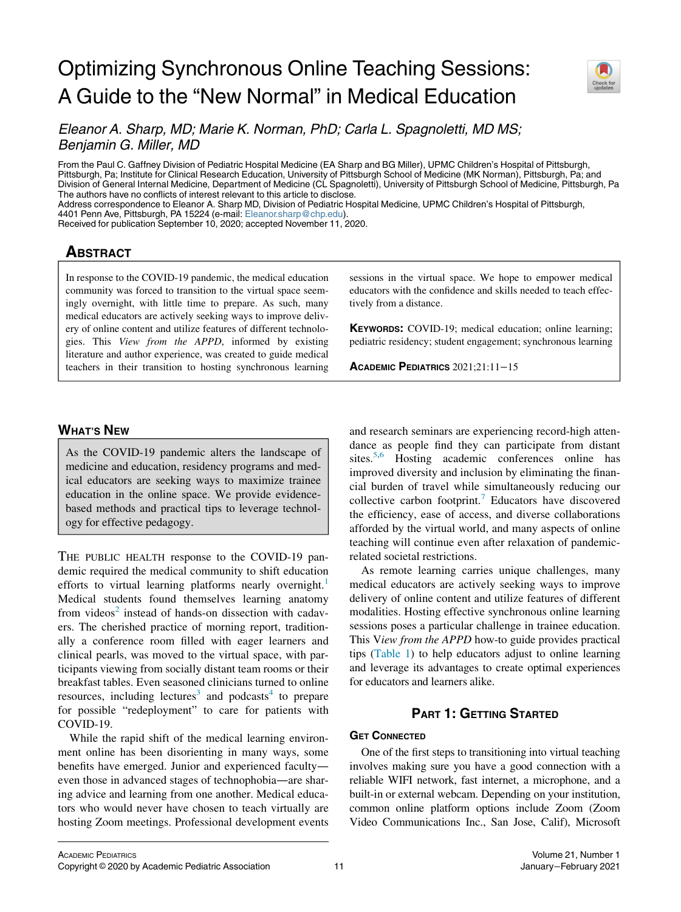# Optimizing Synchronous Online Teaching Sessions: A Guide to the "New Normal" in Medical Education

*Eleanor A. Sharp, MD; Marie K. Norman, PhD; Carla L. Spagnoletti, MD MS; Benjamin G. Miller, MD*

From the Paul C. Gaffney Division of Pediatric Hospital Medicine (EA Sharp and BG Miller), UPMC Children's Hospital of Pittsburgh, Pittsburgh, Pa; Institute for Clinical Research Education, University of Pittsburgh School of Medicine (MK Norman), Pittsburgh, Pa; and Division of General Internal Medicine, Department of Medicine (CL Spagnoletti), University of Pittsburgh School of Medicine, Pittsburgh, Pa
The authors have no conflicts of interest relevant to this article to disclose.
Address correspondence to Eleanor A. Sharp MD, Division of Pediatric Hospital Medicine, UPMC Children's Hospital of Pittsburgh, 4401 Penn Ave, Pittsburgh, PA 15224 (e-mail: Eleanor.sharp@chp.edu).
Received for publication September 10, 2020; accepted November 11, 2020.

## Abstract

In response to the COVID-19 pandemic, the medical education community was forced to transition to the virtual space seemingly overnight, with little time to prepare. As such, many medical educators are actively seeking ways to improve delivery of online content and utilize features of different technologies. This *View from the APPD*, informed by existing literature and author experience, was created to guide medical teachers in their transition to hosting synchronous learning sessions in the virtual space. We hope to empower medical educators with the confidence and skills needed to teach effectively from a distance.

**Keywords:** COVID-19; medical education; online learning; pediatric residency; student engagement; synchronous learning

**Academic Pediatrics** 2021;21:11−15

## What's New

As the COVID-19 pandemic alters the landscape of medicine and education, residency programs and medical educators are seeking ways to maximize trainee education in the online space. We provide evidence-based methods and practical tips to leverage technology for effective pedagogy.

The public health response to the COVID-19 pandemic required the medical community to shift education efforts to virtual learning platforms nearly overnight.[1] Medical students found themselves learning anatomy from videos[2] instead of hands-on dissection with cadavers. The cherished practice of morning report, traditionally a conference room filled with eager learners and clinical pearls, was moved to the virtual space, with participants viewing from socially distant team rooms or their breakfast tables. Even seasoned clinicians turned to online resources, including lectures[3] and podcasts[4] to prepare for possible "redeployment" to care for patients with COVID-19.

While the rapid shift of the medical learning environment online has been disorienting in many ways, some benefits have emerged. Junior and experienced faculty—even those in advanced stages of technophobia—are sharing advice and learning from one another. Medical educators who would never have chosen to teach virtually are hosting Zoom meetings. Professional development events and research seminars are experiencing record-high attendance as people find they can participate from distant sites.[5,6] Hosting academic conferences online has improved diversity and inclusion by eliminating the financial burden of travel while simultaneously reducing our collective carbon footprint.[7] Educators have discovered the efficiency, ease of access, and diverse collaborations afforded by the virtual world, and many aspects of online teaching will continue even after relaxation of pandemic-related societal restrictions.

As remote learning carries unique challenges, many medical educators are actively seeking ways to improve delivery of online content and utilize features of different modalities. Hosting effective synchronous online learning sessions poses a particular challenge in trainee education. This V*iew from the APPD* how-to guide provides practical tips (Table 1) to help educators adjust to online learning and leverage its advantages to create optimal experiences for educators and learners alike.

## Part 1: Getting Started

### Get Connected

One of the first steps to transitioning into virtual teaching involves making sure you have a good connection with a reliable WIFI network, fast internet, a microphone, and a built-in or external webcam. Depending on your institution, common online platform options include Zoom (Zoom Video Communications Inc., San Jose, Calif), Microsoft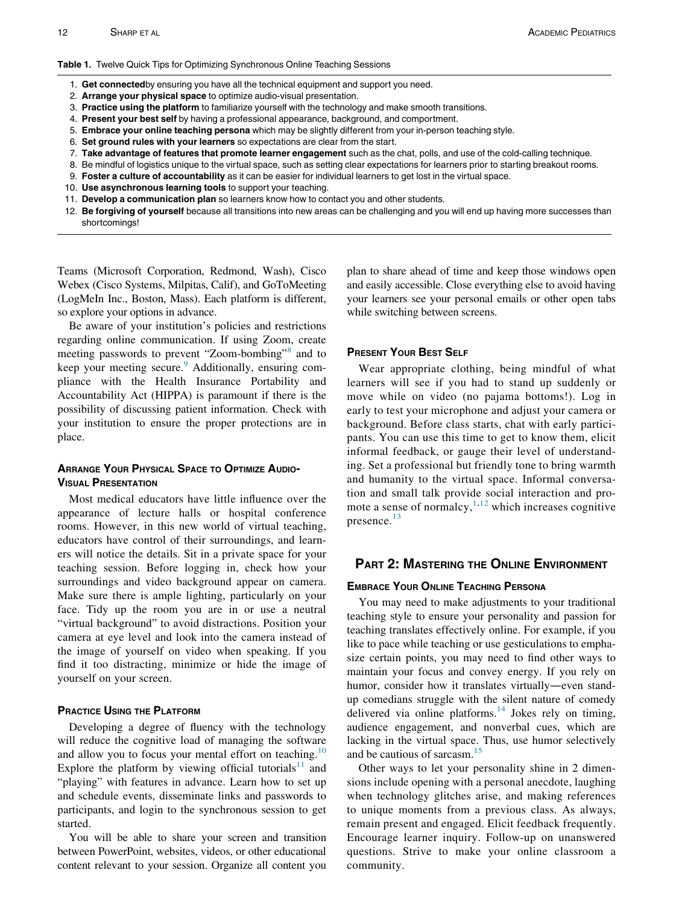**Table 1.** Twelve Quick Tips for Optimizing Synchronous Online Teaching Sessions

1. **Get connected**by ensuring you have all the technical equipment and support you need.
2. **Arrange your physical space** to optimize audio-visual presentation.
3. **Practice using the platform** to familiarize yourself with the technology and make smooth transitions.
4. **Present your best self** by having a professional appearance, background, and comportment.
5. **Embrace your online teaching persona** which may be slightly different from your in-person teaching style.
6. **Set ground rules with your learners** so expectations are clear from the start.
7. **Take advantage of features that promote learner engagement** such as the chat, polls, and use of the cold-calling technique.
8. Be mindful of logistics unique to the virtual space, such as setting clear expectations for learners prior to starting breakout rooms.
9. **Foster a culture of accountability** as it can be easier for individual learners to get lost in the virtual space.
10. **Use asynchronous learning tools** to support your teaching.
11. **Develop a communication plan** so learners know how to contact you and other students.
12. **Be forgiving of yourself** because all transitions into new areas can be challenging and you will end up having more successes than shortcomings!

Teams (Microsoft Corporation, Redmond, Wash), Cisco Webex (Cisco Systems, Milpitas, Calif), and GoToMeeting (LogMeIn Inc., Boston, Mass). Each platform is different, so explore your options in advance.

Be aware of your institution's policies and restrictions regarding online communication. If using Zoom, create meeting passwords to prevent "Zoom-bombing"[8] and to keep your meeting secure.[9] Additionally, ensuring compliance with the Health Insurance Portability and Accountability Act (HIPPA) is paramount if there is the possibility of discussing patient information. Check with your institution to ensure the proper protections are in place.

### Arrange Your Physical Space to Optimize Audio-Visual Presentation

Most medical educators have little influence over the appearance of lecture halls or hospital conference rooms. However, in this new world of virtual teaching, educators have control of their surroundings, and learners will notice the details. Sit in a private space for your teaching session. Before logging in, check how your surroundings and video background appear on camera. Make sure there is ample lighting, particularly on your face. Tidy up the room you are in or use a neutral "virtual background" to avoid distractions. Position your camera at eye level and look into the camera instead of the image of yourself on video when speaking. If you find it too distracting, minimize or hide the image of yourself on your screen.

### Practice Using the Platform

Developing a degree of fluency with the technology will reduce the cognitive load of managing the software and allow you to focus your mental effort on teaching.[10] Explore the platform by viewing official tutorials[11] and "playing" with features in advance. Learn how to set up and schedule events, disseminate links and passwords to participants, and login to the synchronous session to get started.

You will be able to share your screen and transition between PowerPoint, websites, videos, or other educational content relevant to your session. Organize all content you plan to share ahead of time and keep those windows open and easily accessible. Close everything else to avoid having your learners see your personal emails or other open tabs while switching between screens.

### Present Your Best Self

Wear appropriate clothing, being mindful of what learners will see if you had to stand up suddenly or move while on video (no pajama bottoms!). Log in early to test your microphone and adjust your camera or background. Before class starts, chat with early participants. You can use this time to get to know them, elicit informal feedback, or gauge their level of understanding. Set a professional but friendly tone to bring warmth and humanity to the virtual space. Informal conversation and small talk provide social interaction and promote a sense of normalcy,[1,12] which increases cognitive presence.[13]

## Part 2: Mastering the Online Environment

### Embrace Your Online Teaching Persona

You may need to make adjustments to your traditional teaching style to ensure your personality and passion for teaching translates effectively online. For example, if you like to pace while teaching or use gesticulations to emphasize certain points, you may need to find other ways to maintain your focus and convey energy. If you rely on humor, consider how it translates virtually—even standup comedians struggle with the silent nature of comedy delivered via online platforms.[14] Jokes rely on timing, audience engagement, and nonverbal cues, which are lacking in the virtual space. Thus, use humor selectively and be cautious of sarcasm.[15]

Other ways to let your personality shine in 2 dimensions include opening with a personal anecdote, laughing when technology glitches arise, and making references to unique moments from a previous class. As always, remain present and engaged. Elicit feedback frequently. Encourage learner inquiry. Follow-up on unanswered questions. Strive to make your online classroom a community.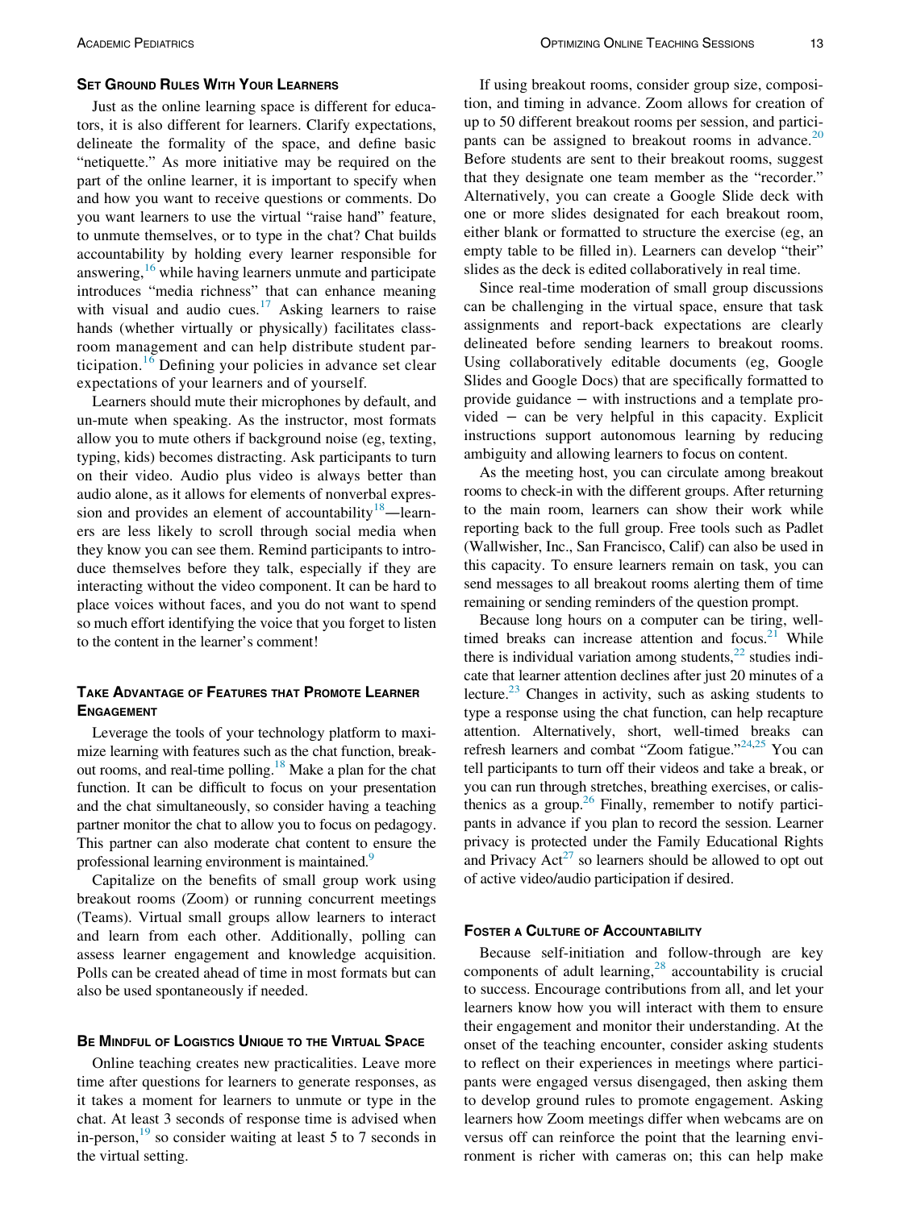## Set Ground Rules With Your Learners

Just as the online learning space is different for educators, it is also different for learners. Clarify expectations, delineate the formality of the space, and define basic "netiquette." As more initiative may be required on the part of the online learner, it is important to specify when and how you want to receive questions or comments. Do you want learners to use the virtual "raise hand" feature, to unmute themselves, or to type in the chat? Chat builds accountability by holding every learner responsible for answering,[16] while having learners unmute and participate introduces "media richness" that can enhance meaning with visual and audio cues.[17] Asking learners to raise hands (whether virtually or physically) facilitates classroom management and can help distribute student participation.[16] Defining your policies in advance set clear expectations of your learners and of yourself.

Learners should mute their microphones by default, and un-mute when speaking. As the instructor, most formats allow you to mute others if background noise (eg, texting, typing, kids) becomes distracting. Ask participants to turn on their video. Audio plus video is always better than audio alone, as it allows for elements of nonverbal expression and provides an element of accountability[18]—learners are less likely to scroll through social media when they know you can see them. Remind participants to introduce themselves before they talk, especially if they are interacting without the video component. It can be hard to place voices without faces, and you do not want to spend so much effort identifying the voice that you forget to listen to the content in the learner's comment!

## Take Advantage of Features that Promote Learner Engagement

Leverage the tools of your technology platform to maximize learning with features such as the chat function, breakout rooms, and real-time polling.[18] Make a plan for the chat function. It can be difficult to focus on your presentation and the chat simultaneously, so consider having a teaching partner monitor the chat to allow you to focus on pedagogy. This partner can also moderate chat content to ensure the professional learning environment is maintained.[9]

Capitalize on the benefits of small group work using breakout rooms (Zoom) or running concurrent meetings (Teams). Virtual small groups allow learners to interact and learn from each other. Additionally, polling can assess learner engagement and knowledge acquisition. Polls can be created ahead of time in most formats but can also be used spontaneously if needed.

## Be Mindful of Logistics Unique to the Virtual Space

Online teaching creates new practicalities. Leave more time after questions for learners to generate responses, as it takes a moment for learners to unmute or type in the chat. At least 3 seconds of response time is advised when in-person,[19] so consider waiting at least 5 to 7 seconds in the virtual setting.

If using breakout rooms, consider group size, composition, and timing in advance. Zoom allows for creation of up to 50 different breakout rooms per session, and participants can be assigned to breakout rooms in advance.[20] Before students are sent to their breakout rooms, suggest that they designate one team member as the "recorder." Alternatively, you can create a Google Slide deck with one or more slides designated for each breakout room, either blank or formatted to structure the exercise (eg, an empty table to be filled in). Learners can develop "their" slides as the deck is edited collaboratively in real time.

Since real-time moderation of small group discussions can be challenging in the virtual space, ensure that task assignments and report-back expectations are clearly delineated before sending learners to breakout rooms. Using collaboratively editable documents (eg, Google Slides and Google Docs) that are specifically formatted to provide guidance − with instructions and a template provided − can be very helpful in this capacity. Explicit instructions support autonomous learning by reducing ambiguity and allowing learners to focus on content.

As the meeting host, you can circulate among breakout rooms to check-in with the different groups. After returning to the main room, learners can show their work while reporting back to the full group. Free tools such as Padlet (Wallwisher, Inc., San Francisco, Calif) can also be used in this capacity. To ensure learners remain on task, you can send messages to all breakout rooms alerting them of time remaining or sending reminders of the question prompt.

Because long hours on a computer can be tiring, well-timed breaks can increase attention and focus.[21] While there is individual variation among students,[22] studies indicate that learner attention declines after just 20 minutes of a lecture.[23] Changes in activity, such as asking students to type a response using the chat function, can help recapture attention. Alternatively, short, well-timed breaks can refresh learners and combat "Zoom fatigue."[24,25] You can tell participants to turn off their videos and take a break, or you can run through stretches, breathing exercises, or calisthenics as a group.[26] Finally, remember to notify participants in advance if you plan to record the session. Learner privacy is protected under the Family Educational Rights and Privacy Act[27] so learners should be allowed to opt out of active video/audio participation if desired.

## Foster a Culture of Accountability

Because self-initiation and follow-through are key components of adult learning,[28] accountability is crucial to success. Encourage contributions from all, and let your learners know how you will interact with them to ensure their engagement and monitor their understanding. At the onset of the teaching encounter, consider asking students to reflect on their experiences in meetings where participants were engaged versus disengaged, then asking them to develop ground rules to promote engagement. Asking learners how Zoom meetings differ when webcams are on versus off can reinforce the point that the learning environment is richer with cameras on; this can help make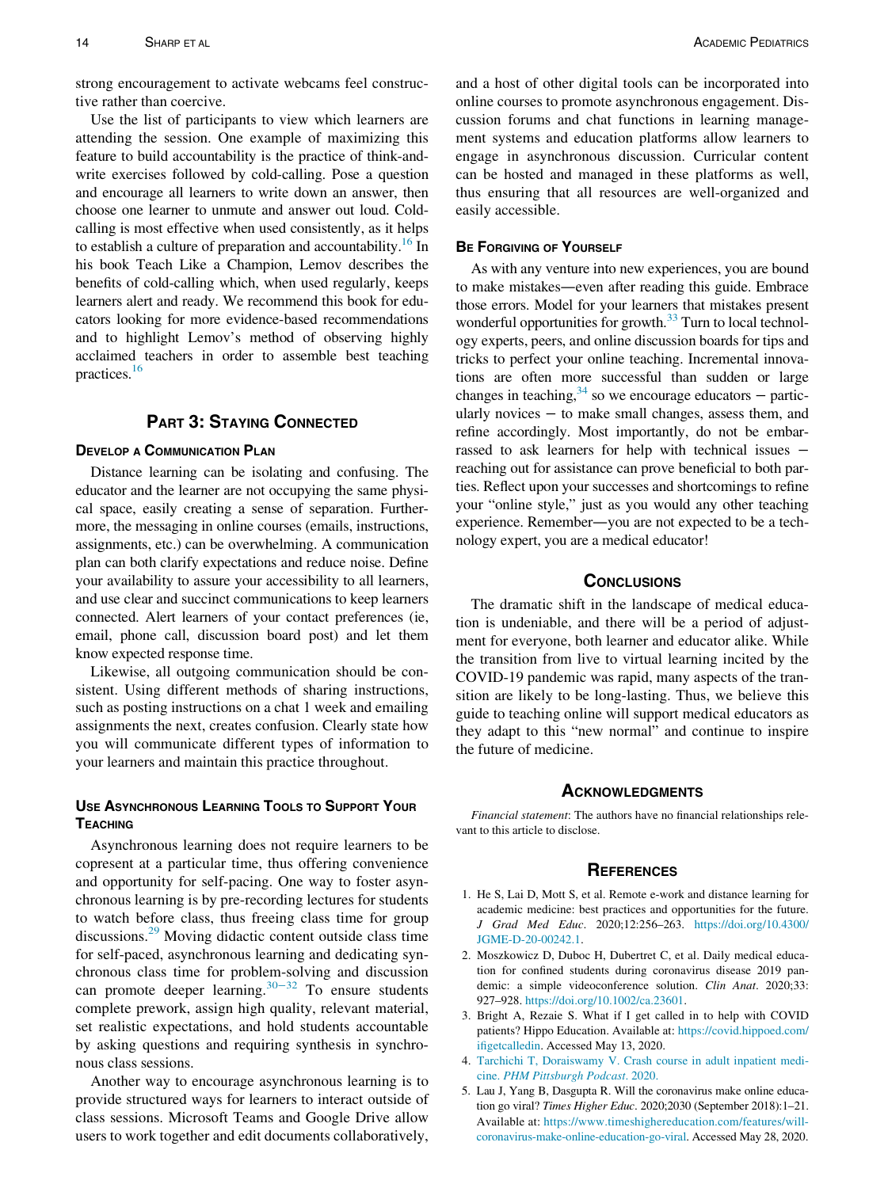strong encouragement to activate webcams feel constructive rather than coercive.

Use the list of participants to view which learners are attending the session. One example of maximizing this feature to build accountability is the practice of think-and-write exercises followed by cold-calling. Pose a question and encourage all learners to write down an answer, then choose one learner to unmute and answer out loud. Cold-calling is most effective when used consistently, as it helps to establish a culture of preparation and accountability.[16] In his book Teach Like a Champion, Lemov describes the benefits of cold-calling which, when used regularly, keeps learners alert and ready. We recommend this book for educators looking for more evidence-based recommendations and to highlight Lemov's method of observing highly acclaimed teachers in order to assemble best teaching practices.[16]

## Part 3: Staying Connected

### Develop a Communication Plan

Distance learning can be isolating and confusing. The educator and the learner are not occupying the same physical space, easily creating a sense of separation. Furthermore, the messaging in online courses (emails, instructions, assignments, etc.) can be overwhelming. A communication plan can both clarify expectations and reduce noise. Define your availability to assure your accessibility to all learners, and use clear and succinct communications to keep learners connected. Alert learners of your contact preferences (ie, email, phone call, discussion board post) and let them know expected response time.

Likewise, all outgoing communication should be consistent. Using different methods of sharing instructions, such as posting instructions on a chat 1 week and emailing assignments the next, creates confusion. Clearly state how you will communicate different types of information to your learners and maintain this practice throughout.

### Use Asynchronous Learning Tools to Support Your Teaching

Asynchronous learning does not require learners to be copresent at a particular time, thus offering convenience and opportunity for self-pacing. One way to foster asynchronous learning is by pre-recording lectures for students to watch before class, thus freeing class time for group discussions.[29] Moving didactic content outside class time for self-paced, asynchronous learning and dedicating synchronous class time for problem-solving and discussion can promote deeper learning.[30−32] To ensure students complete prework, assign high quality, relevant material, set realistic expectations, and hold students accountable by asking questions and requiring synthesis in synchronous class sessions.

Another way to encourage asynchronous learning is to provide structured ways for learners to interact outside of class sessions. Microsoft Teams and Google Drive allow users to work together and edit documents collaboratively, and a host of other digital tools can be incorporated into online courses to promote asynchronous engagement. Discussion forums and chat functions in learning management systems and education platforms allow learners to engage in asynchronous discussion. Curricular content can be hosted and managed in these platforms as well, thus ensuring that all resources are well-organized and easily accessible.

### Be Forgiving of Yourself

As with any venture into new experiences, you are bound to make mistakes—even after reading this guide. Embrace those errors. Model for your learners that mistakes present wonderful opportunities for growth.[33] Turn to local technology experts, peers, and online discussion boards for tips and tricks to perfect your online teaching. Incremental innovations are often more successful than sudden or large changes in teaching,[34] so we encourage educators − particularly novices − to make small changes, assess them, and refine accordingly. Most importantly, do not be embarrassed to ask learners for help with technical issues − reaching out for assistance can prove beneficial to both parties. Reflect upon your successes and shortcomings to refine your "online style," just as you would any other teaching experience. Remember—you are not expected to be a technology expert, you are a medical educator!

## Conclusions

The dramatic shift in the landscape of medical education is undeniable, and there will be a period of adjustment for everyone, both learner and educator alike. While the transition from live to virtual learning incited by the COVID-19 pandemic was rapid, many aspects of the transition are likely to be long-lasting. Thus, we believe this guide to teaching online will support medical educators as they adapt to this "new normal" and continue to inspire the future of medicine.

## Acknowledgments

*Financial statement*: The authors have no financial relationships relevant to this article to disclose.

## References

1. He S, Lai D, Mott S, et al. Remote e-work and distance learning for academic medicine: best practices and opportunities for the future. *J Grad Med Educ*. 2020;12:256–263. https://doi.org/10.4300/JGME-D-20-00242.1.
2. Moszkowicz D, Duboc H, Dubertret C, et al. Daily medical education for confined students during coronavirus disease 2019 pandemic: a simple videoconference solution. *Clin Anat*. 2020;33:927–928. https://doi.org/10.1002/ca.23601.
3. Bright A, Rezaie S. What if I get called in to help with COVID patients? Hippo Education. Available at: https://covid.hippoed.com/ifigetcalledin. Accessed May 13, 2020.
4. Tarchichi T, Doraiswamy V. Crash course in adult inpatient medicine. *PHM Pittsburgh Podcast*. 2020.
5. Lau J, Yang B, Dasgupta R. Will the coronavirus make online education go viral? *Times Higher Educ*. 2020;2030 (September 2018):1–21. Available at: https://www.timeshighereducation.com/features/will-coronavirus-make-online-education-go-viral. Accessed May 28, 2020.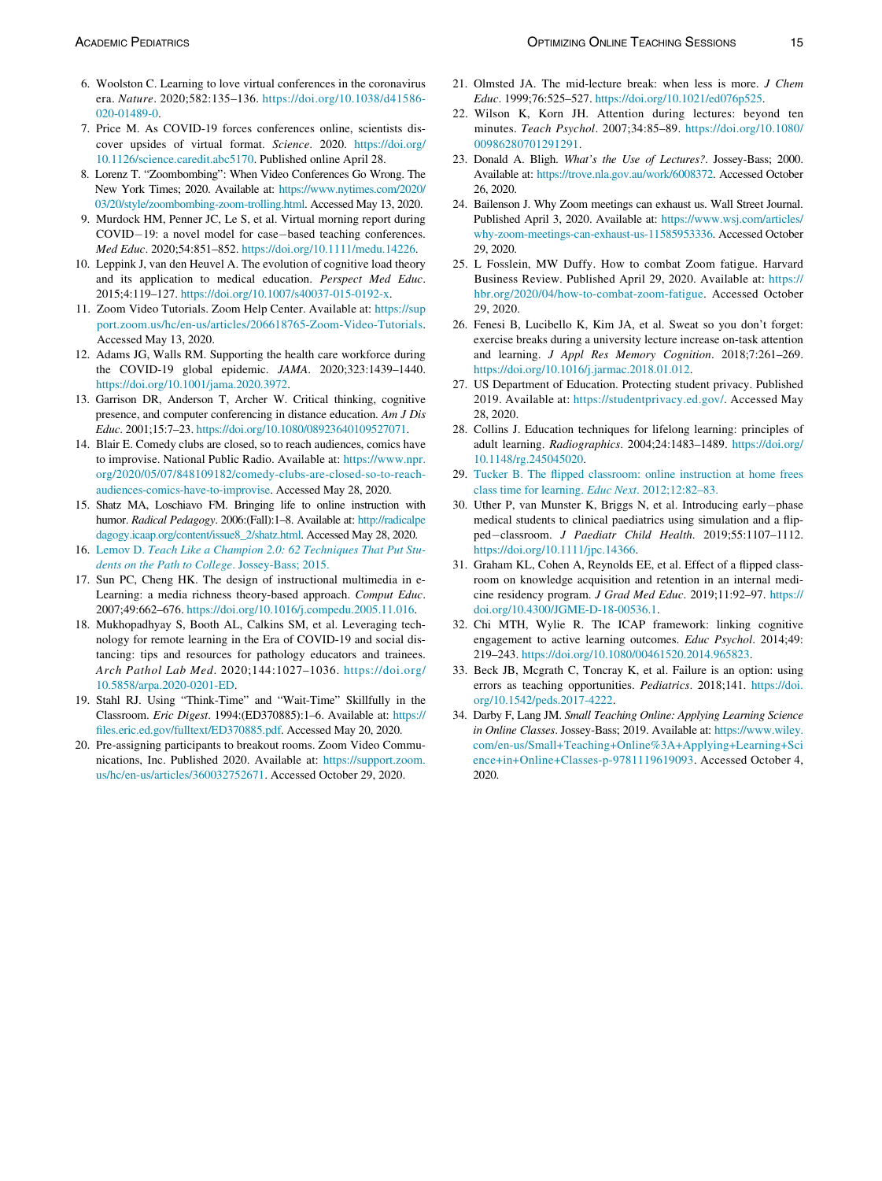6. Woolston C. Learning to love virtual conferences in the coronavirus era. *Nature*. 2020;582:135–136. https://doi.org/10.1038/d41586-020-01489-0.
7. Price M. As COVID-19 forces conferences online, scientists discover upsides of virtual format. *Science*. 2020. https://doi.org/10.1126/science.caredit.abc5170. Published online April 28.
8. Lorenz T. "Zoombombing": When Video Conferences Go Wrong. The New York Times; 2020. Available at: https://www.nytimes.com/2020/03/20/style/zoombombing-zoom-trolling.html. Accessed May 13, 2020.
9. Murdock HM, Penner JC, Le S, et al. Virtual morning report during COVID−19: a novel model for case−based teaching conferences. *Med Educ*. 2020;54:851–852. https://doi.org/10.1111/medu.14226.
10. Leppink J, van den Heuvel A. The evolution of cognitive load theory and its application to medical education. *Perspect Med Educ*. 2015;4:119–127. https://doi.org/10.1007/s40037-015-0192-x.
11. Zoom Video Tutorials. Zoom Help Center. Available at: https://support.zoom.us/hc/en-us/articles/206618765-Zoom-Video-Tutorials. Accessed May 13, 2020.
12. Adams JG, Walls RM. Supporting the health care workforce during the COVID-19 global epidemic. *JAMA*. 2020;323:1439–1440. https://doi.org/10.1001/jama.2020.3972.
13. Garrison DR, Anderson T, Archer W. Critical thinking, cognitive presence, and computer conferencing in distance education. *Am J Dis Educ*. 2001;15:7–23. https://doi.org/10.1080/08923640109527071.
14. Blair E. Comedy clubs are closed, so to reach audiences, comics have to improvise. National Public Radio. Available at: https://www.npr.org/2020/05/07/848109182/comedy-clubs-are-closed-so-to-reach-audiences-comics-have-to-improvise. Accessed May 28, 2020.
15. Shatz MA, Loschiavo FM. Bringing life to online instruction with humor. *Radical Pedagogy*. 2006:(Fall):1–8. Available at: http://radicalpedagogy.icaap.org/content/issue8_2/shatz.html. Accessed May 28, 2020.
16. Lemov D. *Teach Like a Champion 2.0: 62 Techniques That Put Students on the Path to College*. Jossey-Bass; 2015.
17. Sun PC, Cheng HK. The design of instructional multimedia in e-Learning: a media richness theory-based approach. *Comput Educ*. 2007;49:662–676. https://doi.org/10.1016/j.compedu.2005.11.016.
18. Mukhopadhyay S, Booth AL, Calkins SM, et al. Leveraging technology for remote learning in the Era of COVID-19 and social distancing: tips and resources for pathology educators and trainees. *Arch Pathol Lab Med*. 2020;144:1027–1036. https://doi.org/10.5858/arpa.2020-0201-ED.
19. Stahl RJ. Using "Think-Time" and "Wait-Time" Skillfully in the Classroom. *Eric Digest*. 1994:(ED370885):1–6. Available at: https://files.eric.ed.gov/fulltext/ED370885.pdf. Accessed May 20, 2020.
20. Pre-assigning participants to breakout rooms. Zoom Video Communications, Inc. Published 2020. Available at: https://support.zoom.us/hc/en-us/articles/360032752671. Accessed October 29, 2020.
21. Olmsted JA. The mid-lecture break: when less is more. *J Chem Educ*. 1999;76:525–527. https://doi.org/10.1021/ed076p525.
22. Wilson K, Korn JH. Attention during lectures: beyond ten minutes. *Teach Psychol*. 2007;34:85–89. https://doi.org/10.1080/00986280701291291.
23. Donald A. Bligh. *What's the Use of Lectures?*. Jossey-Bass; 2000. Available at: https://trove.nla.gov.au/work/6008372. Accessed October 26, 2020.
24. Bailenson J. Why Zoom meetings can exhaust us. Wall Street Journal. Published April 3, 2020. Available at: https://www.wsj.com/articles/why-zoom-meetings-can-exhaust-us-11585953336. Accessed October 29, 2020.
25. L Fosslein, MW Duffy. How to combat Zoom fatigue. Harvard Business Review. Published April 29, 2020. Available at: https://hbr.org/2020/04/how-to-combat-zoom-fatigue. Accessed October 29, 2020.
26. Fenesi B, Lucibello K, Kim JA, et al. Sweat so you don't forget: exercise breaks during a university lecture increase on-task attention and learning. *J Appl Res Memory Cognition*. 2018;7:261–269. https://doi.org/10.1016/j.jarmac.2018.01.012.
27. US Department of Education. Protecting student privacy. Published 2019. Available at: https://studentprivacy.ed.gov/. Accessed May 28, 2020.
28. Collins J. Education techniques for lifelong learning: principles of adult learning. *Radiographics*. 2004;24:1483–1489. https://doi.org/10.1148/rg.245045020.
29. Tucker B. The flipped classroom: online instruction at home frees class time for learning. *Educ Next*. 2012;12:82–83.
30. Uther P, van Munster K, Briggs N, et al. Introducing early−phase medical students to clinical paediatrics using simulation and a flipped−classroom. *J Paediatr Child Health*. 2019;55:1107–1112. https://doi.org/10.1111/jpc.14366.
31. Graham KL, Cohen A, Reynolds EE, et al. Effect of a flipped classroom on knowledge acquisition and retention in an internal medicine residency program. *J Grad Med Educ*. 2019;11:92–97. https://doi.org/10.4300/JGME-D-18-00536.1.
32. Chi MTH, Wylie R. The ICAP framework: linking cognitive engagement to active learning outcomes. *Educ Psychol*. 2014;49:219–243. https://doi.org/10.1080/00461520.2014.965823.
33. Beck JB, Mcgrath C, Toncray K, et al. Failure is an option: using errors as teaching opportunities. *Pediatrics*. 2018;141. https://doi.org/10.1542/peds.2017-4222.
34. Darby F, Lang JM. *Small Teaching Online: Applying Learning Science in Online Classes*. Jossey-Bass; 2019. Available at: https://www.wiley.com/en-us/Small+Teaching+Online%3A+Applying+Learning+Science+in+Online+Classes-p-9781119619093. Accessed October 4, 2020.